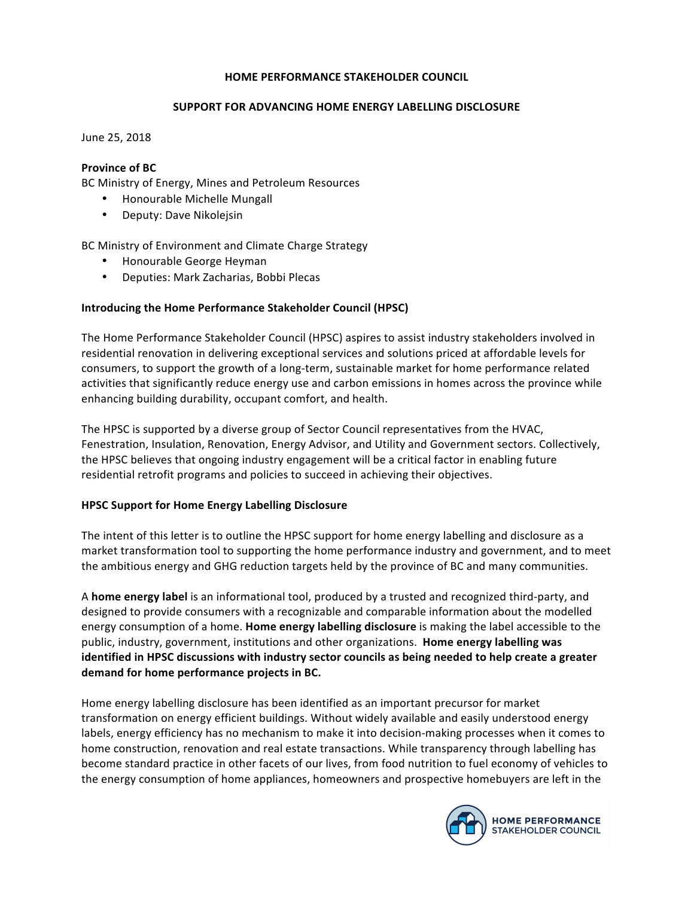# HOME PERFORMANCE STAKEHOLDER COUNCIL

## SUPPORT FOR ADVANCING HOME ENERGY LABELLING DISCLOSURE

June 25, 2018

**Province of BC**
BC Ministry of Energy, Mines and Petroleum Resources

- Honourable Michelle Mungall
- Deputy: Dave Nikolejsin

BC Ministry of Environment and Climate Charge Strategy

- Honourable George Heyman
- Deputies: Mark Zacharias, Bobbi Plecas

### Introducing the Home Performance Stakeholder Council (HPSC)

The Home Performance Stakeholder Council (HPSC) aspires to assist industry stakeholders involved in residential renovation in delivering exceptional services and solutions priced at affordable levels for consumers, to support the growth of a long-term, sustainable market for home performance related activities that significantly reduce energy use and carbon emissions in homes across the province while enhancing building durability, occupant comfort, and health.

The HPSC is supported by a diverse group of Sector Council representatives from the HVAC, Fenestration, Insulation, Renovation, Energy Advisor, and Utility and Government sectors. Collectively, the HPSC believes that ongoing industry engagement will be a critical factor in enabling future residential retrofit programs and policies to succeed in achieving their objectives.

### HPSC Support for Home Energy Labelling Disclosure

The intent of this letter is to outline the HPSC support for home energy labelling and disclosure as a market transformation tool to supporting the home performance industry and government, and to meet the ambitious energy and GHG reduction targets held by the province of BC and many communities.

A **home energy label** is an informational tool, produced by a trusted and recognized third-party, and designed to provide consumers with a recognizable and comparable information about the modelled energy consumption of a home. **Home energy labelling disclosure** is making the label accessible to the public, industry, government, institutions and other organizations. **Home energy labelling was identified in HPSC discussions with industry sector councils as being needed to help create a greater demand for home performance projects in BC.**

Home energy labelling disclosure has been identified as an important precursor for market transformation on energy efficient buildings. Without widely available and easily understood energy labels, energy efficiency has no mechanism to make it into decision-making processes when it comes to home construction, renovation and real estate transactions. While transparency through labelling has become standard practice in other facets of our lives, from food nutrition to fuel economy of vehicles to the energy consumption of home appliances, homeowners and prospective homebuyers are left in the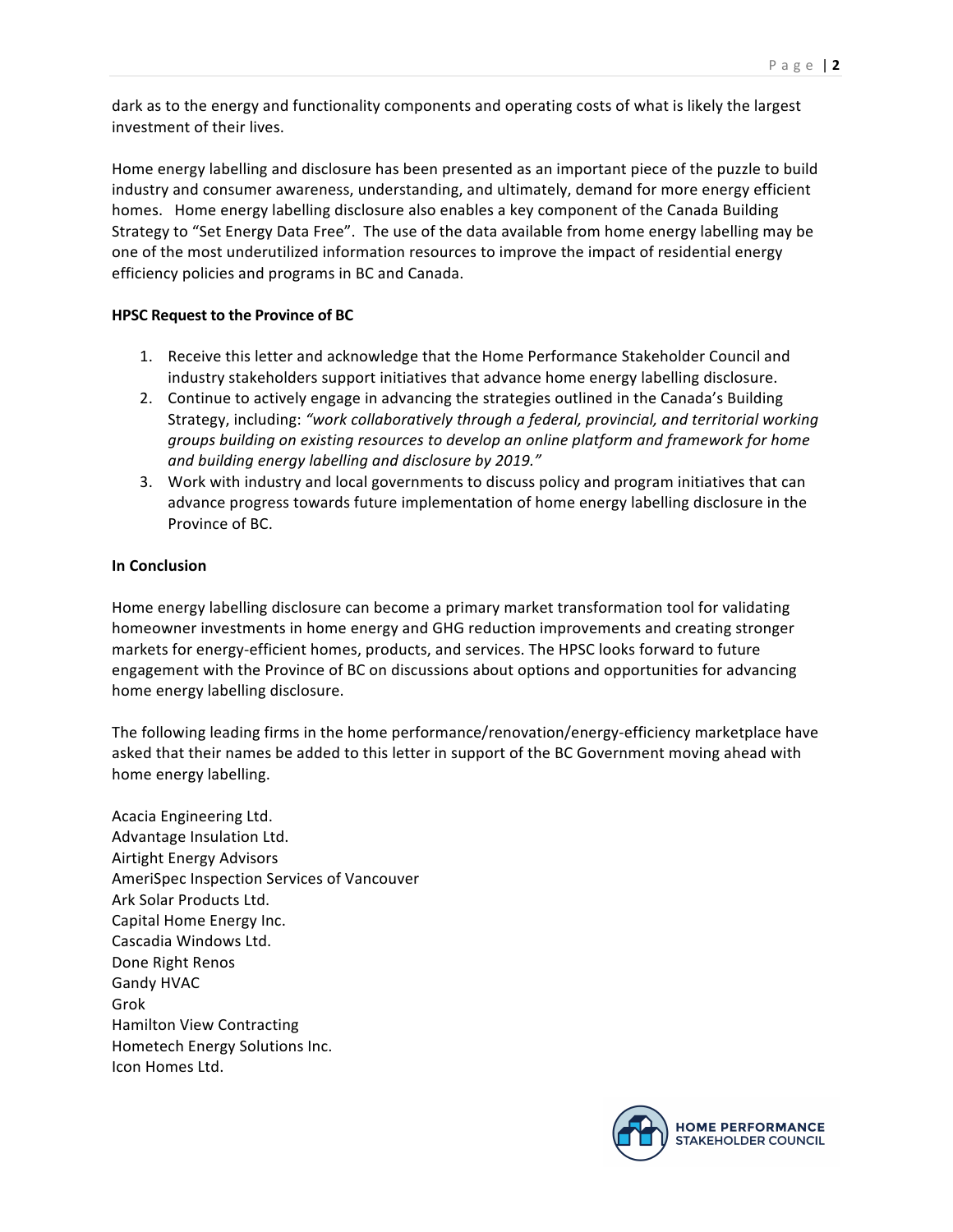dark as to the energy and functionality components and operating costs of what is likely the largest investment of their lives.

Home energy labelling and disclosure has been presented as an important piece of the puzzle to build industry and consumer awareness, understanding, and ultimately, demand for more energy efficient homes. Home energy labelling disclosure also enables a key component of the Canada Building Strategy to "Set Energy Data Free". The use of the data available from home energy labelling may be one of the most underutilized information resources to improve the impact of residential energy efficiency policies and programs in BC and Canada.

**HPSC Request to the Province of BC**

1. Receive this letter and acknowledge that the Home Performance Stakeholder Council and industry stakeholders support initiatives that advance home energy labelling disclosure.
2. Continue to actively engage in advancing the strategies outlined in the Canada's Building Strategy, including: *"work collaboratively through a federal, provincial, and territorial working groups building on existing resources to develop an online platform and framework for home and building energy labelling and disclosure by 2019."*
3. Work with industry and local governments to discuss policy and program initiatives that can advance progress towards future implementation of home energy labelling disclosure in the Province of BC.

**In Conclusion**

Home energy labelling disclosure can become a primary market transformation tool for validating homeowner investments in home energy and GHG reduction improvements and creating stronger markets for energy-efficient homes, products, and services. The HPSC looks forward to future engagement with the Province of BC on discussions about options and opportunities for advancing home energy labelling disclosure.

The following leading firms in the home performance/renovation/energy-efficiency marketplace have asked that their names be added to this letter in support of the BC Government moving ahead with home energy labelling.

Acacia Engineering Ltd.
Advantage Insulation Ltd.
Airtight Energy Advisors
AmeriSpec Inspection Services of Vancouver
Ark Solar Products Ltd.
Capital Home Energy Inc.
Cascadia Windows Ltd.
Done Right Renos
Gandy HVAC
Grok
Hamilton View Contracting
Hometech Energy Solutions Inc.
Icon Homes Ltd.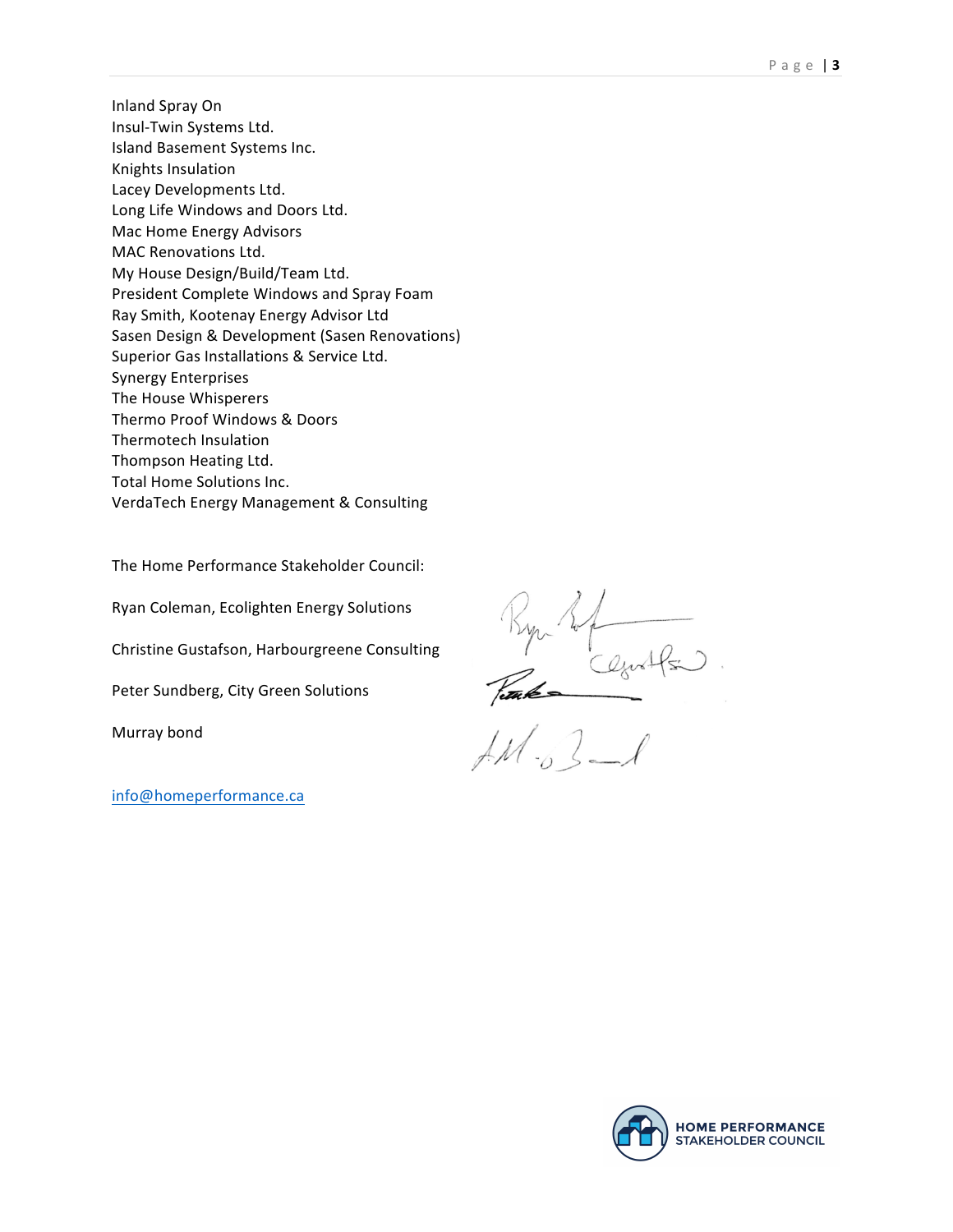Inland Spray On
Insul-Twin Systems Ltd.
Island Basement Systems Inc.
Knights Insulation
Lacey Developments Ltd.
Long Life Windows and Doors Ltd.
Mac Home Energy Advisors
MAC Renovations Ltd.
My House Design/Build/Team Ltd.
President Complete Windows and Spray Foam
Ray Smith, Kootenay Energy Advisor Ltd
Sasen Design & Development (Sasen Renovations)
Superior Gas Installations & Service Ltd.
Synergy Enterprises
The House Whisperers
Thermo Proof Windows & Doors
Thermotech Insulation
Thompson Heating Ltd.
Total Home Solutions Inc.
VerdaTech Energy Management & Consulting

The Home Performance Stakeholder Council:

Ryan Coleman, Ecolighten Energy Solutions

Christine Gustafson, Harbourgreene Consulting

Peter Sundberg, City Green Solutions

Murray bond

info@homeperformance.ca

HOME PERFORMANCE STAKEHOLDER COUNCIL